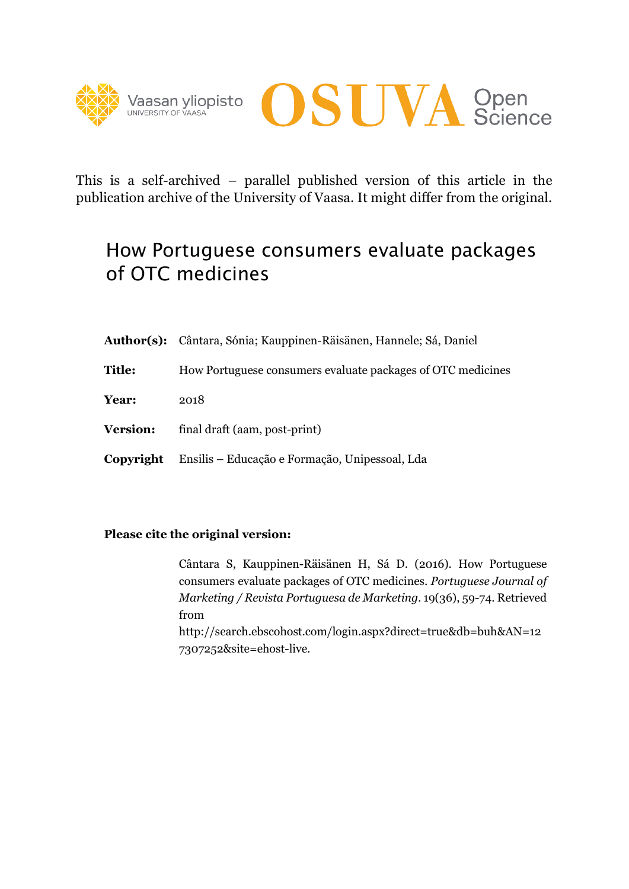This is a self-archived – parallel published version of this article in the publication archive of the University of Vaasa. It might differ from the original.

# How Portuguese consumers evaluate packages of OTC medicines

**Author(s):** Cântara, Sónia; Kauppinen-Räisänen, Hannele; Sá, Daniel

**Title:** How Portuguese consumers evaluate packages of OTC medicines

**Year:** 2018

**Version:** final draft (aam, post-print)

**Copyright** Ensilis – Educação e Formação, Unipessoal, Lda

**Please cite the original version:**

Cântara S, Kauppinen-Räisänen H, Sá D. (2016). How Portuguese consumers evaluate packages of OTC medicines. *Portuguese Journal of Marketing / Revista Portuguesa de Marketing*. 19(36), 59-74. Retrieved from http://search.ebscohost.com/login.aspx?direct=true&db=buh&AN=127307252&site=ehost-live.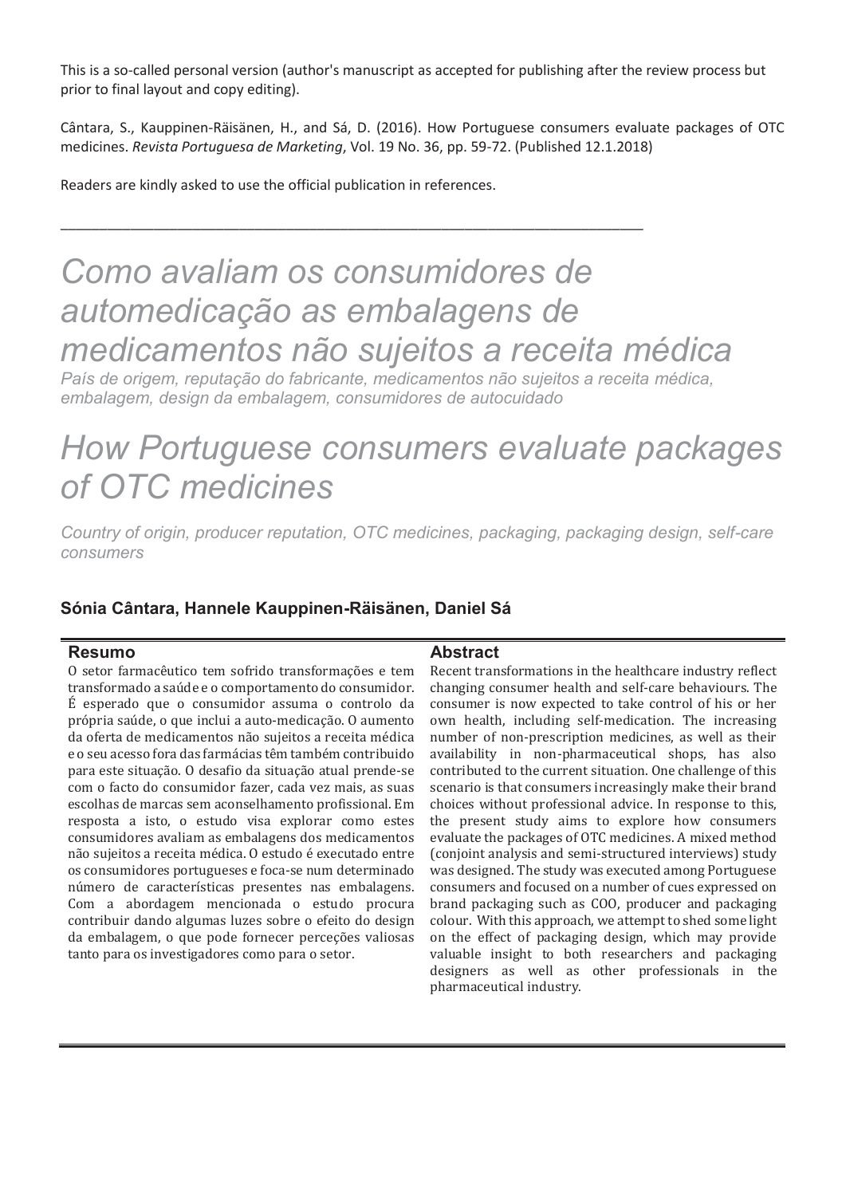This is a so-called personal version (author's manuscript as accepted for publishing after the review process but prior to final layout and copy editing).

Cântara, S., Kauppinen-Räisänen, H., and Sá, D. (2016). How Portuguese consumers evaluate packages of OTC medicines. *Revista Portuguesa de Marketing*, Vol. 19 No. 36, pp. 59-72. (Published 12.1.2018)

Readers are kindly asked to use the official publication in references.

---

# *Como avaliam os consumidores de automedicação as embalagens de medicamentos não sujeitos a receita médica*

*País de origem, reputação do fabricante, medicamentos não sujeitos a receita médica, embalagem, design da embalagem, consumidores de autocuidado*

# *How Portuguese consumers evaluate packages of OTC medicines*

*Country of origin, producer reputation, OTC medicines, packaging, packaging design, self-care consumers*

**Sónia Cântara, Hannele Kauppinen-Räisänen, Daniel Sá**

## Resumo

O setor farmacêutico tem sofrido transformações e tem transformado a saúde e o comportamento do consumidor. É esperado que o consumidor assuma o controlo da própria saúde, o que inclui a auto-medicação. O aumento da oferta de medicamentos não sujeitos a receita médica e o seu acesso fora das farmácias têm também contribuido para este situação. O desafio da situação atual prende-se com o facto do consumidor fazer, cada vez mais, as suas escolhas de marcas sem aconselhamento profissional. Em resposta a isto, o estudo visa explorar como estes consumidores avaliam as embalagens dos medicamentos não sujeitos a receita médica. O estudo é executado entre os consumidores portugueses e foca-se num determinado número de características presentes nas embalagens. Com a abordagem mencionada o estudo procura contribuir dando algumas luzes sobre o efeito do design da embalagem, o que pode fornecer perceções valiosas tanto para os investigadores como para o setor.

## Abstract

Recent transformations in the healthcare industry reflect changing consumer health and self-care behaviours. The consumer is now expected to take control of his or her own health, including self-medication. The increasing number of non-prescription medicines, as well as their availability in non-pharmaceutical shops, has also contributed to the current situation. One challenge of this scenario is that consumers increasingly make their brand choices without professional advice. In response to this, the present study aims to explore how consumers evaluate the packages of OTC medicines. A mixed method (conjoint analysis and semi-structured interviews) study was designed. The study was executed among Portuguese consumers and focused on a number of cues expressed on brand packaging such as COO, producer and packaging colour. With this approach, we attempt to shed some light on the effect of packaging design, which may provide valuable insight to both researchers and packaging designers as well as other professionals in the pharmaceutical industry.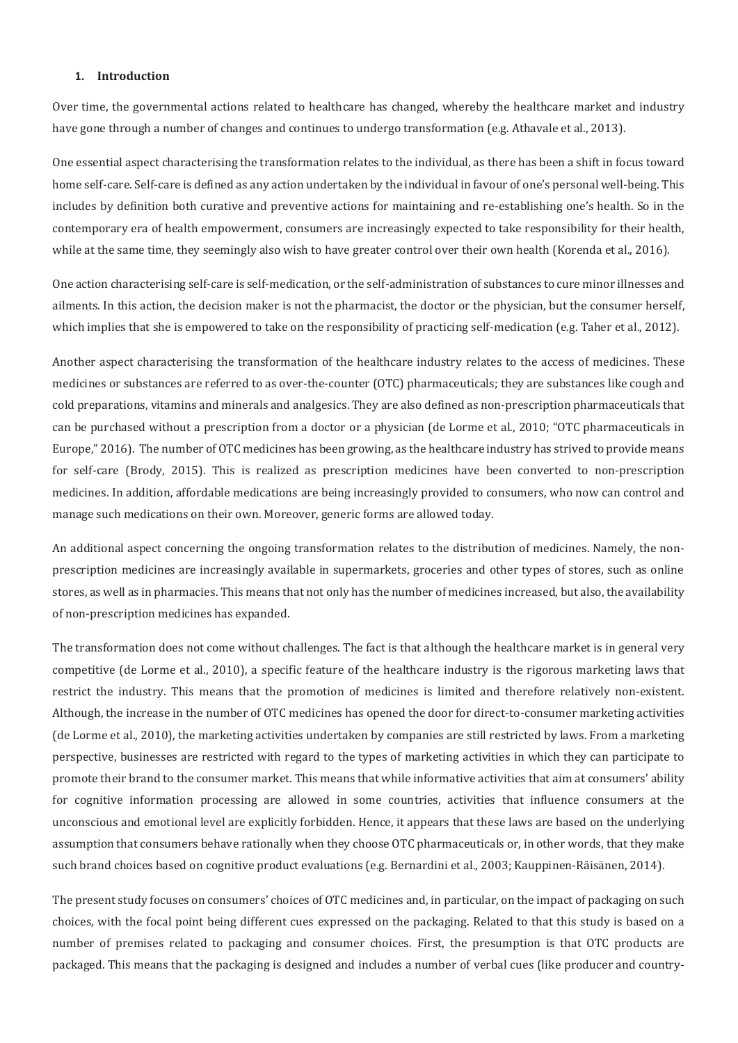## 1. Introduction

Over time, the governmental actions related to healthcare has changed, whereby the healthcare market and industry have gone through a number of changes and continues to undergo transformation (e.g. Athavale et al., 2013).

One essential aspect characterising the transformation relates to the individual, as there has been a shift in focus toward home self-care. Self-care is defined as any action undertaken by the individual in favour of one's personal well-being. This includes by definition both curative and preventive actions for maintaining and re-establishing one's health. So in the contemporary era of health empowerment, consumers are increasingly expected to take responsibility for their health, while at the same time, they seemingly also wish to have greater control over their own health (Korenda et al., 2016).

One action characterising self-care is self-medication, or the self-administration of substances to cure minor illnesses and ailments. In this action, the decision maker is not the pharmacist, the doctor or the physician, but the consumer herself, which implies that she is empowered to take on the responsibility of practicing self-medication (e.g. Taher et al., 2012).

Another aspect characterising the transformation of the healthcare industry relates to the access of medicines. These medicines or substances are referred to as over-the-counter (OTC) pharmaceuticals; they are substances like cough and cold preparations, vitamins and minerals and analgesics. They are also defined as non-prescription pharmaceuticals that can be purchased without a prescription from a doctor or a physician (de Lorme et al., 2010; "OTC pharmaceuticals in Europe," 2016). The number of OTC medicines has been growing, as the healthcare industry has strived to provide means for self-care (Brody, 2015). This is realized as prescription medicines have been converted to non-prescription medicines. In addition, affordable medications are being increasingly provided to consumers, who now can control and manage such medications on their own. Moreover, generic forms are allowed today.

An additional aspect concerning the ongoing transformation relates to the distribution of medicines. Namely, the non-prescription medicines are increasingly available in supermarkets, groceries and other types of stores, such as online stores, as well as in pharmacies. This means that not only has the number of medicines increased, but also, the availability of non-prescription medicines has expanded.

The transformation does not come without challenges. The fact is that although the healthcare market is in general very competitive (de Lorme et al., 2010), a specific feature of the healthcare industry is the rigorous marketing laws that restrict the industry. This means that the promotion of medicines is limited and therefore relatively non-existent. Although, the increase in the number of OTC medicines has opened the door for direct-to-consumer marketing activities (de Lorme et al., 2010), the marketing activities undertaken by companies are still restricted by laws. From a marketing perspective, businesses are restricted with regard to the types of marketing activities in which they can participate to promote their brand to the consumer market. This means that while informative activities that aim at consumers' ability for cognitive information processing are allowed in some countries, activities that influence consumers at the unconscious and emotional level are explicitly forbidden. Hence, it appears that these laws are based on the underlying assumption that consumers behave rationally when they choose OTC pharmaceuticals or, in other words, that they make such brand choices based on cognitive product evaluations (e.g. Bernardini et al., 2003; Kauppinen-Räisänen, 2014).

The present study focuses on consumers' choices of OTC medicines and, in particular, on the impact of packaging on such choices, with the focal point being different cues expressed on the packaging. Related to that this study is based on a number of premises related to packaging and consumer choices. First, the presumption is that OTC products are packaged. This means that the packaging is designed and includes a number of verbal cues (like producer and country-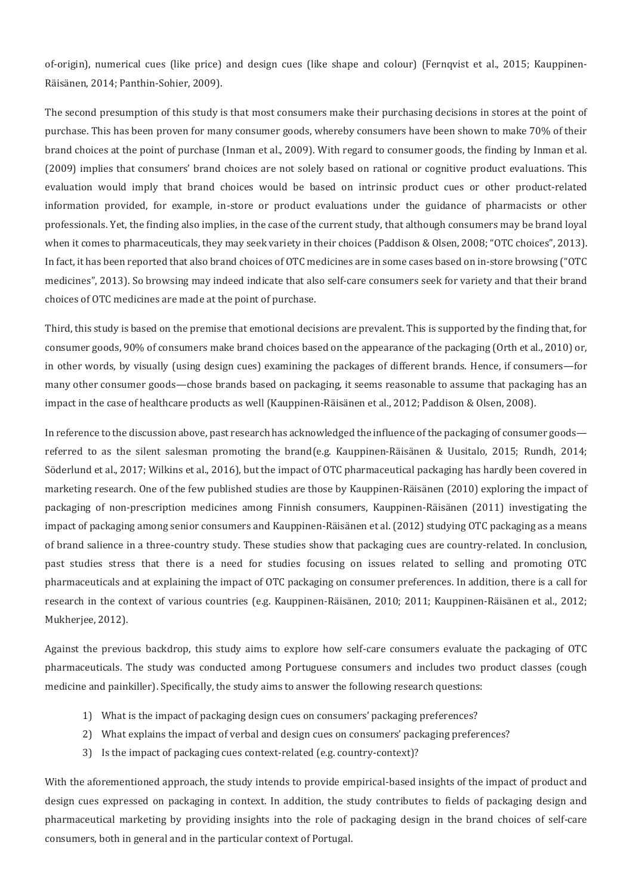of-origin), numerical cues (like price) and design cues (like shape and colour) (Fernqvist et al., 2015; Kauppinen-Räisänen, 2014; Panthin-Sohier, 2009).

The second presumption of this study is that most consumers make their purchasing decisions in stores at the point of purchase. This has been proven for many consumer goods, whereby consumers have been shown to make 70% of their brand choices at the point of purchase (Inman et al., 2009). With regard to consumer goods, the finding by Inman et al. (2009) implies that consumers' brand choices are not solely based on rational or cognitive product evaluations. This evaluation would imply that brand choices would be based on intrinsic product cues or other product-related information provided, for example, in-store or product evaluations under the guidance of pharmacists or other professionals. Yet, the finding also implies, in the case of the current study, that although consumers may be brand loyal when it comes to pharmaceuticals, they may seek variety in their choices (Paddison & Olsen, 2008; "OTC choices", 2013). In fact, it has been reported that also brand choices of OTC medicines are in some cases based on in-store browsing ("OTC medicines", 2013). So browsing may indeed indicate that also self-care consumers seek for variety and that their brand choices of OTC medicines are made at the point of purchase.

Third, this study is based on the premise that emotional decisions are prevalent. This is supported by the finding that, for consumer goods, 90% of consumers make brand choices based on the appearance of the packaging (Orth et al., 2010) or, in other words, by visually (using design cues) examining the packages of different brands. Hence, if consumers—for many other consumer goods—chose brands based on packaging, it seems reasonable to assume that packaging has an impact in the case of healthcare products as well (Kauppinen-Räisänen et al., 2012; Paddison & Olsen, 2008).

In reference to the discussion above, past research has acknowledged the influence of the packaging of consumer goods—referred to as the silent salesman promoting the brand (e.g. Kauppinen-Räisänen & Uusitalo, 2015; Rundh, 2014; Söderlund et al., 2017; Wilkins et al., 2016), but the impact of OTC pharmaceutical packaging has hardly been covered in marketing research. One of the few published studies are those by Kauppinen-Räisänen (2010) exploring the impact of packaging of non-prescription medicines among Finnish consumers, Kauppinen-Räisänen (2011) investigating the impact of packaging among senior consumers and Kauppinen-Räisänen et al. (2012) studying OTC packaging as a means of brand salience in a three-country study. These studies show that packaging cues are country-related. In conclusion, past studies stress that there is a need for studies focusing on issues related to selling and promoting OTC pharmaceuticals and at explaining the impact of OTC packaging on consumer preferences. In addition, there is a call for research in the context of various countries (e.g. Kauppinen-Räisänen, 2010; 2011; Kauppinen-Räisänen et al., 2012; Mukherjee, 2012).

Against the previous backdrop, this study aims to explore how self-care consumers evaluate the packaging of OTC pharmaceuticals. The study was conducted among Portuguese consumers and includes two product classes (cough medicine and painkiller). Specifically, the study aims to answer the following research questions:

1) What is the impact of packaging design cues on consumers' packaging preferences?
2) What explains the impact of verbal and design cues on consumers' packaging preferences?
3) Is the impact of packaging cues context-related (e.g. country-context)?

With the aforementioned approach, the study intends to provide empirical-based insights of the impact of product and design cues expressed on packaging in context. In addition, the study contributes to fields of packaging design and pharmaceutical marketing by providing insights into the role of packaging design in the brand choices of self-care consumers, both in general and in the particular context of Portugal.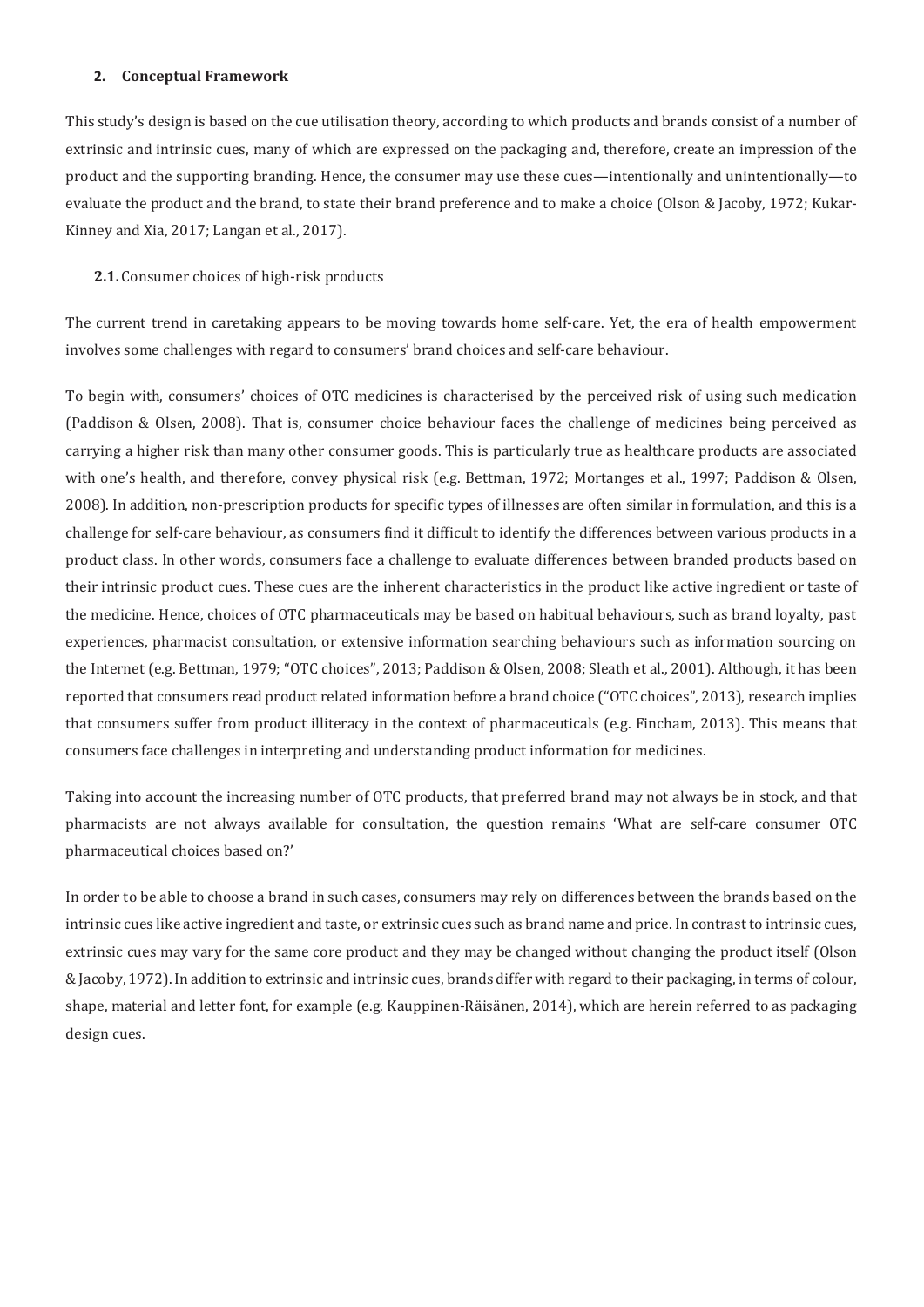## 2. Conceptual Framework

This study's design is based on the cue utilisation theory, according to which products and brands consist of a number of extrinsic and intrinsic cues, many of which are expressed on the packaging and, therefore, create an impression of the product and the supporting branding. Hence, the consumer may use these cues—intentionally and unintentionally—to evaluate the product and the brand, to state their brand preference and to make a choice (Olson & Jacoby, 1972; Kukar-Kinney and Xia, 2017; Langan et al., 2017).

### 2.1. Consumer choices of high-risk products

The current trend in caretaking appears to be moving towards home self-care. Yet, the era of health empowerment involves some challenges with regard to consumers' brand choices and self-care behaviour.

To begin with, consumers' choices of OTC medicines is characterised by the perceived risk of using such medication (Paddison & Olsen, 2008). That is, consumer choice behaviour faces the challenge of medicines being perceived as carrying a higher risk than many other consumer goods. This is particularly true as healthcare products are associated with one's health, and therefore, convey physical risk (e.g. Bettman, 1972; Mortanges et al., 1997; Paddison & Olsen, 2008). In addition, non-prescription products for specific types of illnesses are often similar in formulation, and this is a challenge for self-care behaviour, as consumers find it difficult to identify the differences between various products in a product class. In other words, consumers face a challenge to evaluate differences between branded products based on their intrinsic product cues. These cues are the inherent characteristics in the product like active ingredient or taste of the medicine. Hence, choices of OTC pharmaceuticals may be based on habitual behaviours, such as brand loyalty, past experiences, pharmacist consultation, or extensive information searching behaviours such as information sourcing on the Internet (e.g. Bettman, 1979; "OTC choices", 2013; Paddison & Olsen, 2008; Sleath et al., 2001). Although, it has been reported that consumers read product related information before a brand choice ("OTC choices", 2013), research implies that consumers suffer from product illiteracy in the context of pharmaceuticals (e.g. Fincham, 2013). This means that consumers face challenges in interpreting and understanding product information for medicines.

Taking into account the increasing number of OTC products, that preferred brand may not always be in stock, and that pharmacists are not always available for consultation, the question remains 'What are self-care consumer OTC pharmaceutical choices based on?'

In order to be able to choose a brand in such cases, consumers may rely on differences between the brands based on the intrinsic cues like active ingredient and taste, or extrinsic cues such as brand name and price. In contrast to intrinsic cues, extrinsic cues may vary for the same core product and they may be changed without changing the product itself (Olson & Jacoby, 1972). In addition to extrinsic and intrinsic cues, brands differ with regard to their packaging, in terms of colour, shape, material and letter font, for example (e.g. Kauppinen-Räisänen, 2014), which are herein referred to as packaging design cues.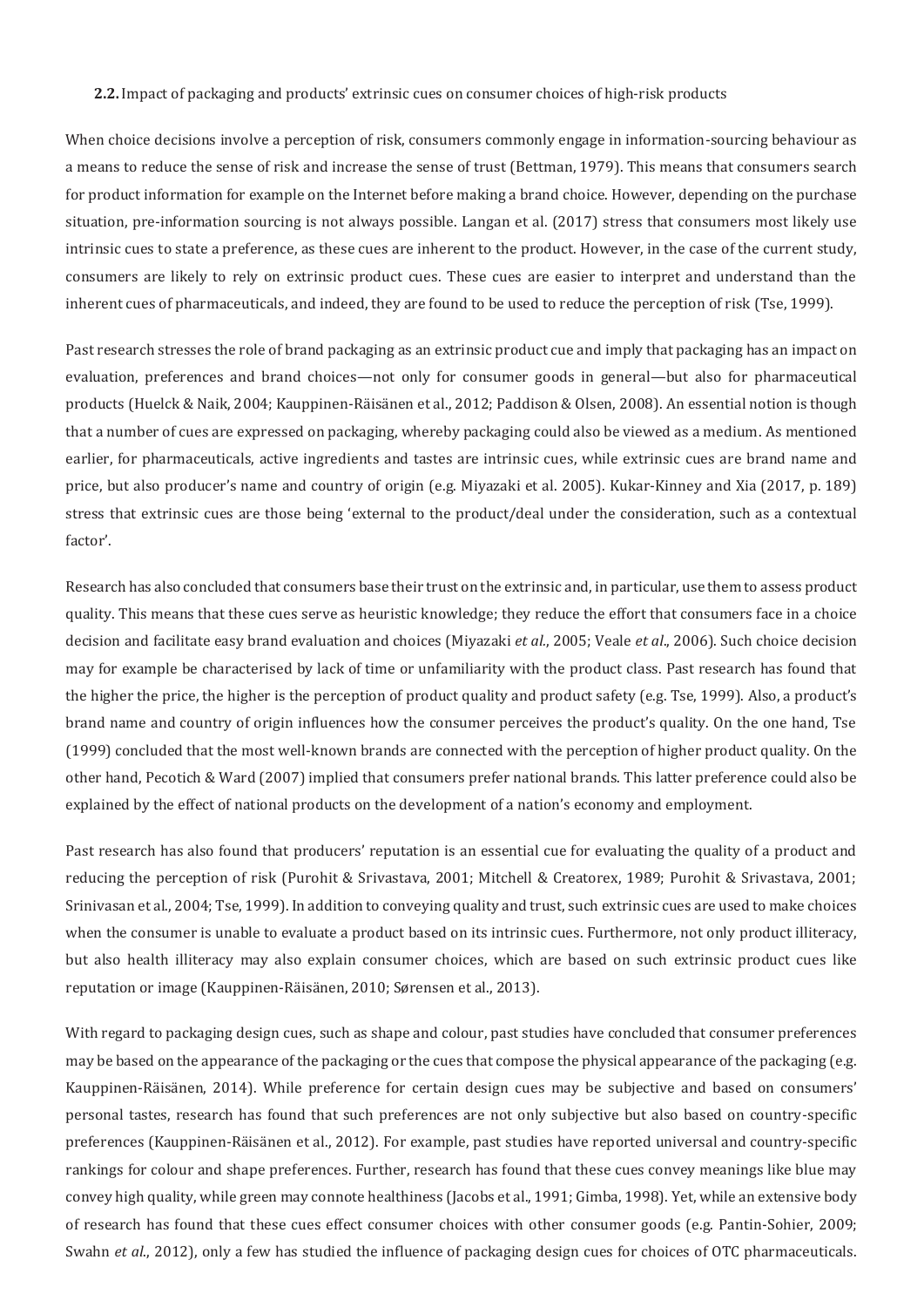### 2.2. Impact of packaging and products' extrinsic cues on consumer choices of high-risk products

When choice decisions involve a perception of risk, consumers commonly engage in information-sourcing behaviour as a means to reduce the sense of risk and increase the sense of trust (Bettman, 1979). This means that consumers search for product information for example on the Internet before making a brand choice. However, depending on the purchase situation, pre-information sourcing is not always possible. Langan et al. (2017) stress that consumers most likely use intrinsic cues to state a preference, as these cues are inherent to the product. However, in the case of the current study, consumers are likely to rely on extrinsic product cues. These cues are easier to interpret and understand than the inherent cues of pharmaceuticals, and indeed, they are found to be used to reduce the perception of risk (Tse, 1999).

Past research stresses the role of brand packaging as an extrinsic product cue and imply that packaging has an impact on evaluation, preferences and brand choices—not only for consumer goods in general—but also for pharmaceutical products (Huelck & Naik, 2004; Kauppinen-Räisänen et al., 2012; Paddison & Olsen, 2008). An essential notion is though that a number of cues are expressed on packaging, whereby packaging could also be viewed as a medium. As mentioned earlier, for pharmaceuticals, active ingredients and tastes are intrinsic cues, while extrinsic cues are brand name and price, but also producer's name and country of origin (e.g. Miyazaki et al. 2005). Kukar-Kinney and Xia (2017, p. 189) stress that extrinsic cues are those being 'external to the product/deal under the consideration, such as a contextual factor'.

Research has also concluded that consumers base their trust on the extrinsic and, in particular, use them to assess product quality. This means that these cues serve as heuristic knowledge; they reduce the effort that consumers face in a choice decision and facilitate easy brand evaluation and choices (Miyazaki *et al*., 2005; Veale *et al*., 2006). Such choice decision may for example be characterised by lack of time or unfamiliarity with the product class. Past research has found that the higher the price, the higher is the perception of product quality and product safety (e.g. Tse, 1999). Also, a product's brand name and country of origin influences how the consumer perceives the product's quality. On the one hand, Tse (1999) concluded that the most well-known brands are connected with the perception of higher product quality. On the other hand, Pecotich & Ward (2007) implied that consumers prefer national brands. This latter preference could also be explained by the effect of national products on the development of a nation's economy and employment.

Past research has also found that producers' reputation is an essential cue for evaluating the quality of a product and reducing the perception of risk (Purohit & Srivastava, 2001; Mitchell & Creatorex, 1989; Purohit & Srivastava, 2001; Srinivasan et al., 2004; Tse, 1999). In addition to conveying quality and trust, such extrinsic cues are used to make choices when the consumer is unable to evaluate a product based on its intrinsic cues. Furthermore, not only product illiteracy, but also health illiteracy may also explain consumer choices, which are based on such extrinsic product cues like reputation or image (Kauppinen-Räisänen, 2010; Sørensen et al., 2013).

With regard to packaging design cues, such as shape and colour, past studies have concluded that consumer preferences may be based on the appearance of the packaging or the cues that compose the physical appearance of the packaging (e.g. Kauppinen-Räisänen, 2014). While preference for certain design cues may be subjective and based on consumers' personal tastes, research has found that such preferences are not only subjective but also based on country-specific preferences (Kauppinen-Räisänen et al., 2012). For example, past studies have reported universal and country-specific rankings for colour and shape preferences. Further, research has found that these cues convey meanings like blue may convey high quality, while green may connote healthiness (Jacobs et al., 1991; Gimba, 1998). Yet, while an extensive body of research has found that these cues effect consumer choices with other consumer goods (e.g. Pantin-Sohier, 2009; Swahn *et al*., 2012), only a few has studied the influence of packaging design cues for choices of OTC pharmaceuticals.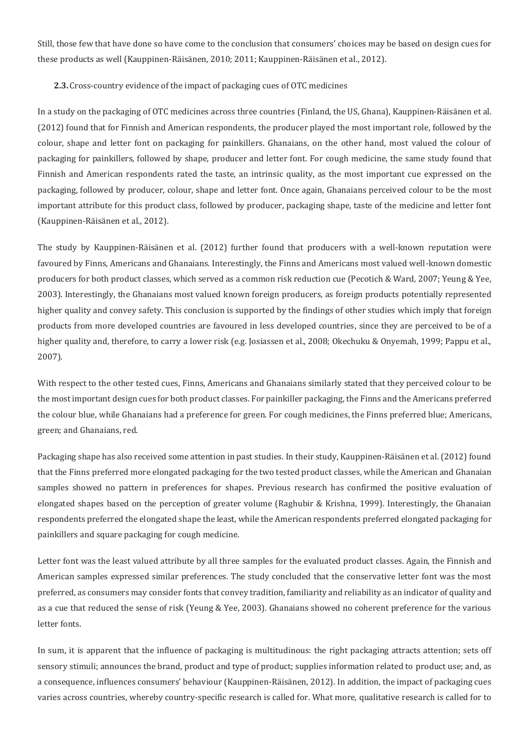Still, those few that have done so have come to the conclusion that consumers' choices may be based on design cues for these products as well (Kauppinen-Räisänen, 2010; 2011; Kauppinen-Räisänen et al., 2012).

### **2.3.** Cross-country evidence of the impact of packaging cues of OTC medicines

In a study on the packaging of OTC medicines across three countries (Finland, the US, Ghana), Kauppinen-Räisänen et al. (2012) found that for Finnish and American respondents, the producer played the most important role, followed by the colour, shape and letter font on packaging for painkillers. Ghanaians, on the other hand, most valued the colour of packaging for painkillers, followed by shape, producer and letter font. For cough medicine, the same study found that Finnish and American respondents rated the taste, an intrinsic quality, as the most important cue expressed on the packaging, followed by producer, colour, shape and letter font. Once again, Ghanaians perceived colour to be the most important attribute for this product class, followed by producer, packaging shape, taste of the medicine and letter font (Kauppinen-Räisänen et al., 2012).

The study by Kauppinen-Räisänen et al. (2012) further found that producers with a well-known reputation were favoured by Finns, Americans and Ghanaians. Interestingly, the Finns and Americans most valued well-known domestic producers for both product classes, which served as a common risk reduction cue (Pecotich & Ward, 2007; Yeung & Yee, 2003). Interestingly, the Ghanaians most valued known foreign producers, as foreign products potentially represented higher quality and convey safety. This conclusion is supported by the findings of other studies which imply that foreign products from more developed countries are favoured in less developed countries, since they are perceived to be of a higher quality and, therefore, to carry a lower risk (e.g. Josiassen et al., 2008; Okechuku & Onyemah, 1999; Pappu et al., 2007).

With respect to the other tested cues, Finns, Americans and Ghanaians similarly stated that they perceived colour to be the most important design cues for both product classes. For painkiller packaging, the Finns and the Americans preferred the colour blue, while Ghanaians had a preference for green. For cough medicines, the Finns preferred blue; Americans, green; and Ghanaians, red.

Packaging shape has also received some attention in past studies. In their study, Kauppinen-Räisänen et al. (2012) found that the Finns preferred more elongated packaging for the two tested product classes, while the American and Ghanaian samples showed no pattern in preferences for shapes. Previous research has confirmed the positive evaluation of elongated shapes based on the perception of greater volume (Raghubir & Krishna, 1999). Interestingly, the Ghanaian respondents preferred the elongated shape the least, while the American respondents preferred elongated packaging for painkillers and square packaging for cough medicine.

Letter font was the least valued attribute by all three samples for the evaluated product classes. Again, the Finnish and American samples expressed similar preferences. The study concluded that the conservative letter font was the most preferred, as consumers may consider fonts that convey tradition, familiarity and reliability as an indicator of quality and as a cue that reduced the sense of risk (Yeung & Yee, 2003). Ghanaians showed no coherent preference for the various letter fonts.

In sum, it is apparent that the influence of packaging is multitudinous: the right packaging attracts attention; sets off sensory stimuli; announces the brand, product and type of product; supplies information related to product use; and, as a consequence, influences consumers' behaviour (Kauppinen-Räisänen, 2012). In addition, the impact of packaging cues varies across countries, whereby country-specific research is called for. What more, qualitative research is called for to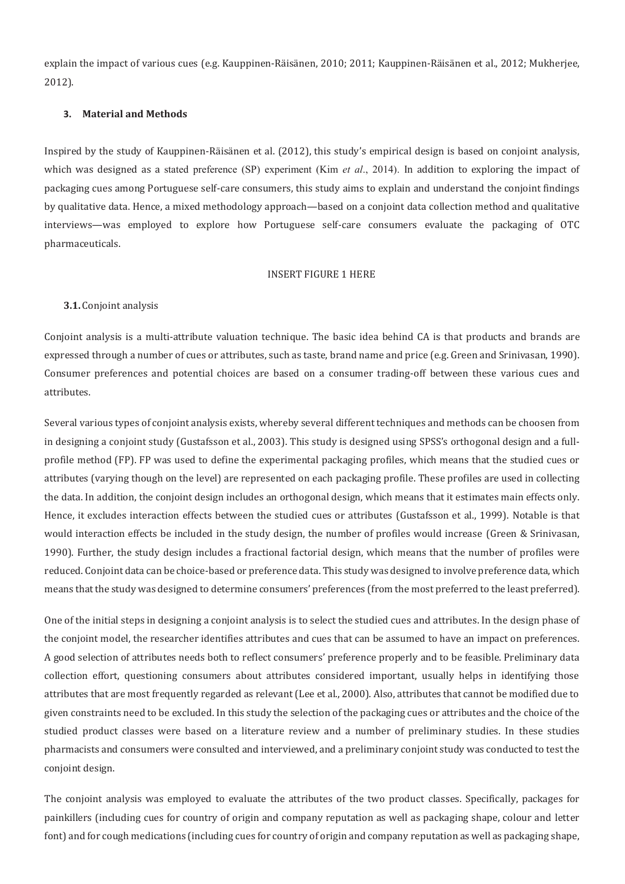explain the impact of various cues (e.g. Kauppinen-Räisänen, 2010; 2011; Kauppinen-Räisänen et al., 2012; Mukherjee, 2012).

## 3. Material and Methods

Inspired by the study of Kauppinen-Räisänen et al. (2012), this study's empirical design is based on conjoint analysis, which was designed as a stated preference (SP) experiment (Kim *et al*., 2014). In addition to exploring the impact of packaging cues among Portuguese self-care consumers, this study aims to explain and understand the conjoint findings by qualitative data. Hence, a mixed methodology approach—based on a conjoint data collection method and qualitative interviews—was employed to explore how Portuguese self-care consumers evaluate the packaging of OTC pharmaceuticals.

INSERT FIGURE 1 HERE

### 3.1. Conjoint analysis

Conjoint analysis is a multi-attribute valuation technique. The basic idea behind CA is that products and brands are expressed through a number of cues or attributes, such as taste, brand name and price (e.g. Green and Srinivasan, 1990). Consumer preferences and potential choices are based on a consumer trading-off between these various cues and attributes.

Several various types of conjoint analysis exists, whereby several different techniques and methods can be choosen from in designing a conjoint study (Gustafsson et al., 2003). This study is designed using SPSS's orthogonal design and a full-profile method (FP). FP was used to define the experimental packaging profiles, which means that the studied cues or attributes (varying though on the level) are represented on each packaging profile. These profiles are used in collecting the data. In addition, the conjoint design includes an orthogonal design, which means that it estimates main effects only. Hence, it excludes interaction effects between the studied cues or attributes (Gustafsson et al., 1999). Notable is that would interaction effects be included in the study design, the number of profiles would increase (Green & Srinivasan, 1990). Further, the study design includes a fractional factorial design, which means that the number of profiles were reduced. Conjoint data can be choice-based or preference data. This study was designed to involve preference data, which means that the study was designed to determine consumers' preferences (from the most preferred to the least preferred).

One of the initial steps in designing a conjoint analysis is to select the studied cues and attributes. In the design phase of the conjoint model, the researcher identifies attributes and cues that can be assumed to have an impact on preferences. A good selection of attributes needs both to reflect consumers' preference properly and to be feasible. Preliminary data collection effort, questioning consumers about attributes considered important, usually helps in identifying those attributes that are most frequently regarded as relevant (Lee et al., 2000). Also, attributes that cannot be modified due to given constraints need to be excluded. In this study the selection of the packaging cues or attributes and the choice of the studied product classes were based on a literature review and a number of preliminary studies. In these studies pharmacists and consumers were consulted and interviewed, and a preliminary conjoint study was conducted to test the conjoint design.

The conjoint analysis was employed to evaluate the attributes of the two product classes. Specifically, packages for painkillers (including cues for country of origin and company reputation as well as packaging shape, colour and letter font) and for cough medications (including cues for country of origin and company reputation as well as packaging shape,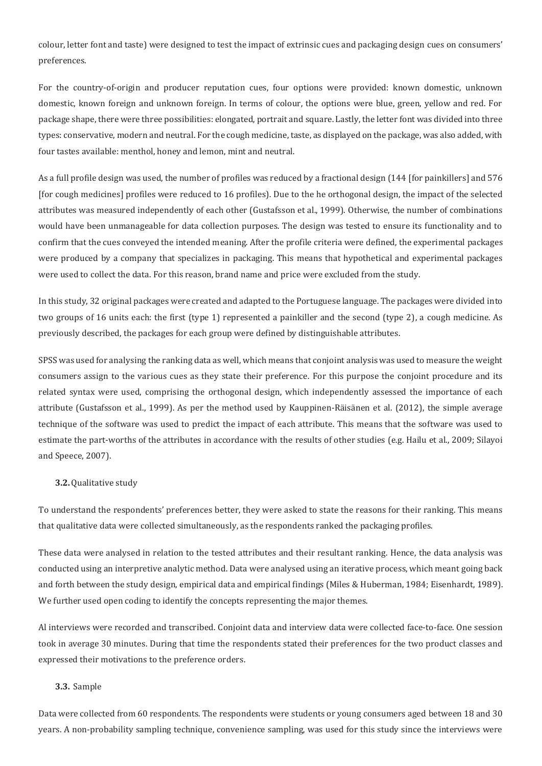colour, letter font and taste) were designed to test the impact of extrinsic cues and packaging design cues on consumers' preferences.

For the country-of-origin and producer reputation cues, four options were provided: known domestic, unknown domestic, known foreign and unknown foreign. In terms of colour, the options were blue, green, yellow and red. For package shape, there were three possibilities: elongated, portrait and square. Lastly, the letter font was divided into three types: conservative, modern and neutral. For the cough medicine, taste, as displayed on the package, was also added, with four tastes available: menthol, honey and lemon, mint and neutral.

As a full profile design was used, the number of profiles was reduced by a fractional design (144 [for painkillers] and 576 [for cough medicines] profiles were reduced to 16 profiles). Due to the he orthogonal design, the impact of the selected attributes was measured independently of each other (Gustafsson et al., 1999). Otherwise, the number of combinations would have been unmanageable for data collection purposes. The design was tested to ensure its functionality and to confirm that the cues conveyed the intended meaning. After the profile criteria were defined, the experimental packages were produced by a company that specializes in packaging. This means that hypothetical and experimental packages were used to collect the data. For this reason, brand name and price were excluded from the study.

In this study, 32 original packages were created and adapted to the Portuguese language. The packages were divided into two groups of 16 units each: the first (type 1) represented a painkiller and the second (type 2), a cough medicine. As previously described, the packages for each group were defined by distinguishable attributes.

SPSS was used for analysing the ranking data as well, which means that conjoint analysis was used to measure the weight consumers assign to the various cues as they state their preference. For this purpose the conjoint procedure and its related syntax were used, comprising the orthogonal design, which independently assessed the importance of each attribute (Gustafsson et al., 1999). As per the method used by Kauppinen-Räisänen et al. (2012), the simple average technique of the software was used to predict the impact of each attribute. This means that the software was used to estimate the part-worths of the attributes in accordance with the results of other studies (e.g. Hailu et al., 2009; Silayoi and Speece, 2007).

### 3.2. Qualitative study

To understand the respondents' preferences better, they were asked to state the reasons for their ranking. This means that qualitative data were collected simultaneously, as the respondents ranked the packaging profiles.

These data were analysed in relation to the tested attributes and their resultant ranking. Hence, the data analysis was conducted using an interpretive analytic method. Data were analysed using an iterative process, which meant going back and forth between the study design, empirical data and empirical findings (Miles & Huberman, 1984; Eisenhardt, 1989). We further used open coding to identify the concepts representing the major themes.

Al interviews were recorded and transcribed. Conjoint data and interview data were collected face-to-face. One session took in average 30 minutes. During that time the respondents stated their preferences for the two product classes and expressed their motivations to the preference orders.

### 3.3. Sample

Data were collected from 60 respondents. The respondents were students or young consumers aged between 18 and 30 years. A non-probability sampling technique, convenience sampling, was used for this study since the interviews were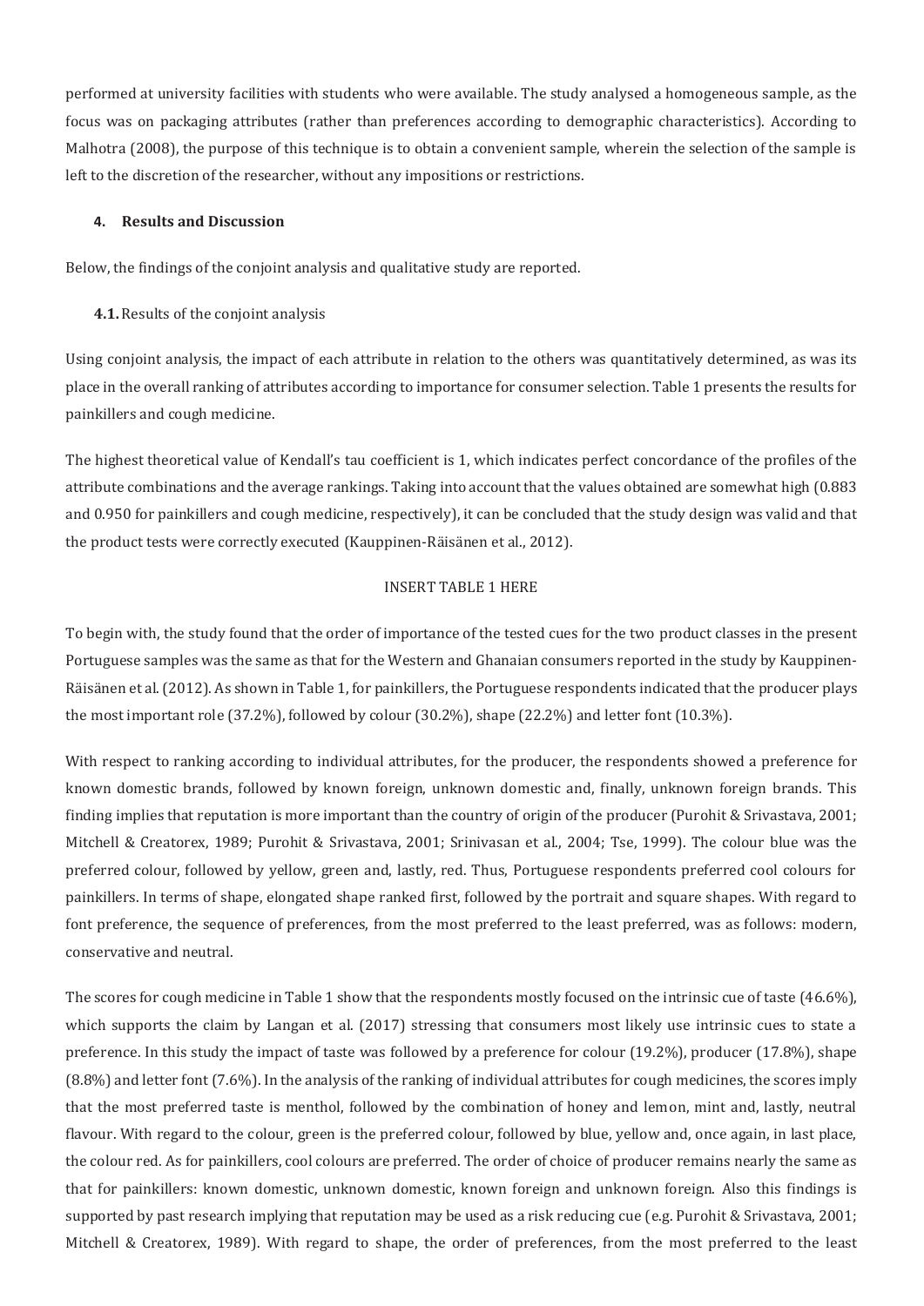performed at university facilities with students who were available. The study analysed a homogeneous sample, as the focus was on packaging attributes (rather than preferences according to demographic characteristics). According to Malhotra (2008), the purpose of this technique is to obtain a convenient sample, wherein the selection of the sample is left to the discretion of the researcher, without any impositions or restrictions.

## 4. Results and Discussion

Below, the findings of the conjoint analysis and qualitative study are reported.

### 4.1. Results of the conjoint analysis

Using conjoint analysis, the impact of each attribute in relation to the others was quantitatively determined, as was its place in the overall ranking of attributes according to importance for consumer selection. Table 1 presents the results for painkillers and cough medicine.

The highest theoretical value of Kendall's tau coefficient is 1, which indicates perfect concordance of the profiles of the attribute combinations and the average rankings. Taking into account that the values obtained are somewhat high (0.883 and 0.950 for painkillers and cough medicine, respectively), it can be concluded that the study design was valid and that the product tests were correctly executed (Kauppinen-Räisänen et al., 2012).

INSERT TABLE 1 HERE

To begin with, the study found that the order of importance of the tested cues for the two product classes in the present Portuguese samples was the same as that for the Western and Ghanaian consumers reported in the study by Kauppinen-Räisänen et al. (2012). As shown in Table 1, for painkillers, the Portuguese respondents indicated that the producer plays the most important role (37.2%), followed by colour (30.2%), shape (22.2%) and letter font (10.3%).

With respect to ranking according to individual attributes, for the producer, the respondents showed a preference for known domestic brands, followed by known foreign, unknown domestic and, finally, unknown foreign brands. This finding implies that reputation is more important than the country of origin of the producer (Purohit & Srivastava, 2001; Mitchell & Creatorex, 1989; Purohit & Srivastava, 2001; Srinivasan et al., 2004; Tse, 1999). The colour blue was the preferred colour, followed by yellow, green and, lastly, red. Thus, Portuguese respondents preferred cool colours for painkillers. In terms of shape, elongated shape ranked first, followed by the portrait and square shapes. With regard to font preference, the sequence of preferences, from the most preferred to the least preferred, was as follows: modern, conservative and neutral.

The scores for cough medicine in Table 1 show that the respondents mostly focused on the intrinsic cue of taste (46.6%), which supports the claim by Langan et al. (2017) stressing that consumers most likely use intrinsic cues to state a preference. In this study the impact of taste was followed by a preference for colour (19.2%), producer (17.8%), shape (8.8%) and letter font (7.6%). In the analysis of the ranking of individual attributes for cough medicines, the scores imply that the most preferred taste is menthol, followed by the combination of honey and lemon, mint and, lastly, neutral flavour. With regard to the colour, green is the preferred colour, followed by blue, yellow and, once again, in last place, the colour red. As for painkillers, cool colours are preferred. The order of choice of producer remains nearly the same as that for painkillers: known domestic, unknown domestic, known foreign and unknown foreign. Also this findings is supported by past research implying that reputation may be used as a risk reducing cue (e.g. Purohit & Srivastava, 2001; Mitchell & Creatorex, 1989). With regard to shape, the order of preferences, from the most preferred to the least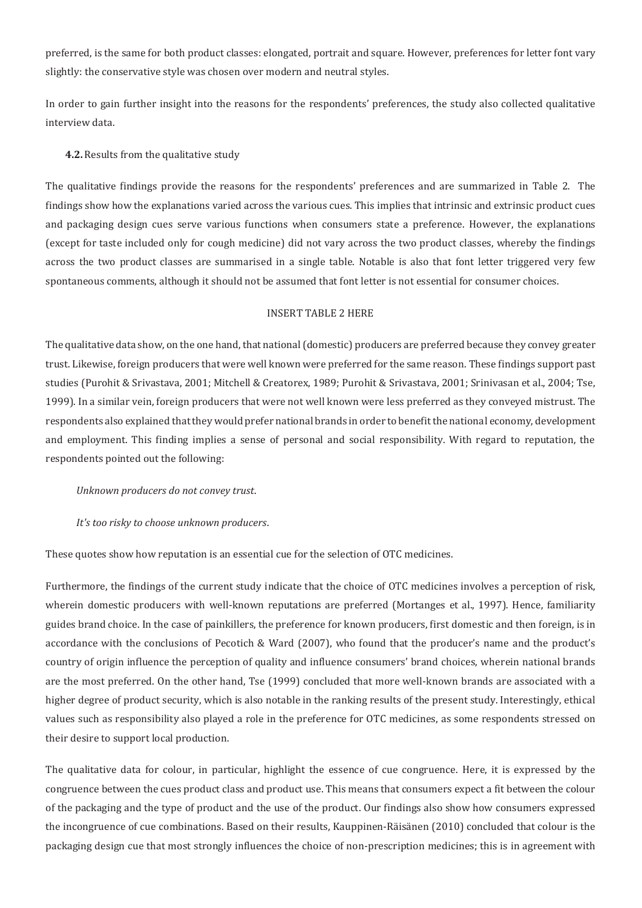preferred, is the same for both product classes: elongated, portrait and square. However, preferences for letter font vary slightly: the conservative style was chosen over modern and neutral styles.

In order to gain further insight into the reasons for the respondents' preferences, the study also collected qualitative interview data.

### **4.2.** Results from the qualitative study

The qualitative findings provide the reasons for the respondents' preferences and are summarized in Table 2. The findings show how the explanations varied across the various cues. This implies that intrinsic and extrinsic product cues and packaging design cues serve various functions when consumers state a preference. However, the explanations (except for taste included only for cough medicine) did not vary across the two product classes, whereby the findings across the two product classes are summarised in a single table. Notable is also that font letter triggered very few spontaneous comments, although it should not be assumed that font letter is not essential for consumer choices.

INSERT TABLE 2 HERE

The qualitative data show, on the one hand, that national (domestic) producers are preferred because they convey greater trust. Likewise, foreign producers that were well known were preferred for the same reason. These findings support past studies (Purohit & Srivastava, 2001; Mitchell & Creatorex, 1989; Purohit & Srivastava, 2001; Srinivasan et al., 2004; Tse, 1999). In a similar vein, foreign producers that were not well known were less preferred as they conveyed mistrust. The respondents also explained that they would prefer national brands in order to benefit the national economy, development and employment. This finding implies a sense of personal and social responsibility. With regard to reputation, the respondents pointed out the following:

*Unknown producers do not convey trust*.

*It's too risky to choose unknown producers*.

These quotes show how reputation is an essential cue for the selection of OTC medicines.

Furthermore, the findings of the current study indicate that the choice of OTC medicines involves a perception of risk, wherein domestic producers with well-known reputations are preferred (Mortanges et al., 1997). Hence, familiarity guides brand choice. In the case of painkillers, the preference for known producers, first domestic and then foreign, is in accordance with the conclusions of Pecotich & Ward (2007), who found that the producer's name and the product's country of origin influence the perception of quality and influence consumers' brand choices, wherein national brands are the most preferred. On the other hand, Tse (1999) concluded that more well-known brands are associated with a higher degree of product security, which is also notable in the ranking results of the present study. Interestingly, ethical values such as responsibility also played a role in the preference for OTC medicines, as some respondents stressed on their desire to support local production.

The qualitative data for colour, in particular, highlight the essence of cue congruence. Here, it is expressed by the congruence between the cues product class and product use. This means that consumers expect a fit between the colour of the packaging and the type of product and the use of the product. Our findings also show how consumers expressed the incongruence of cue combinations. Based on their results, Kauppinen-Räisänen (2010) concluded that colour is the packaging design cue that most strongly influences the choice of non-prescription medicines; this is in agreement with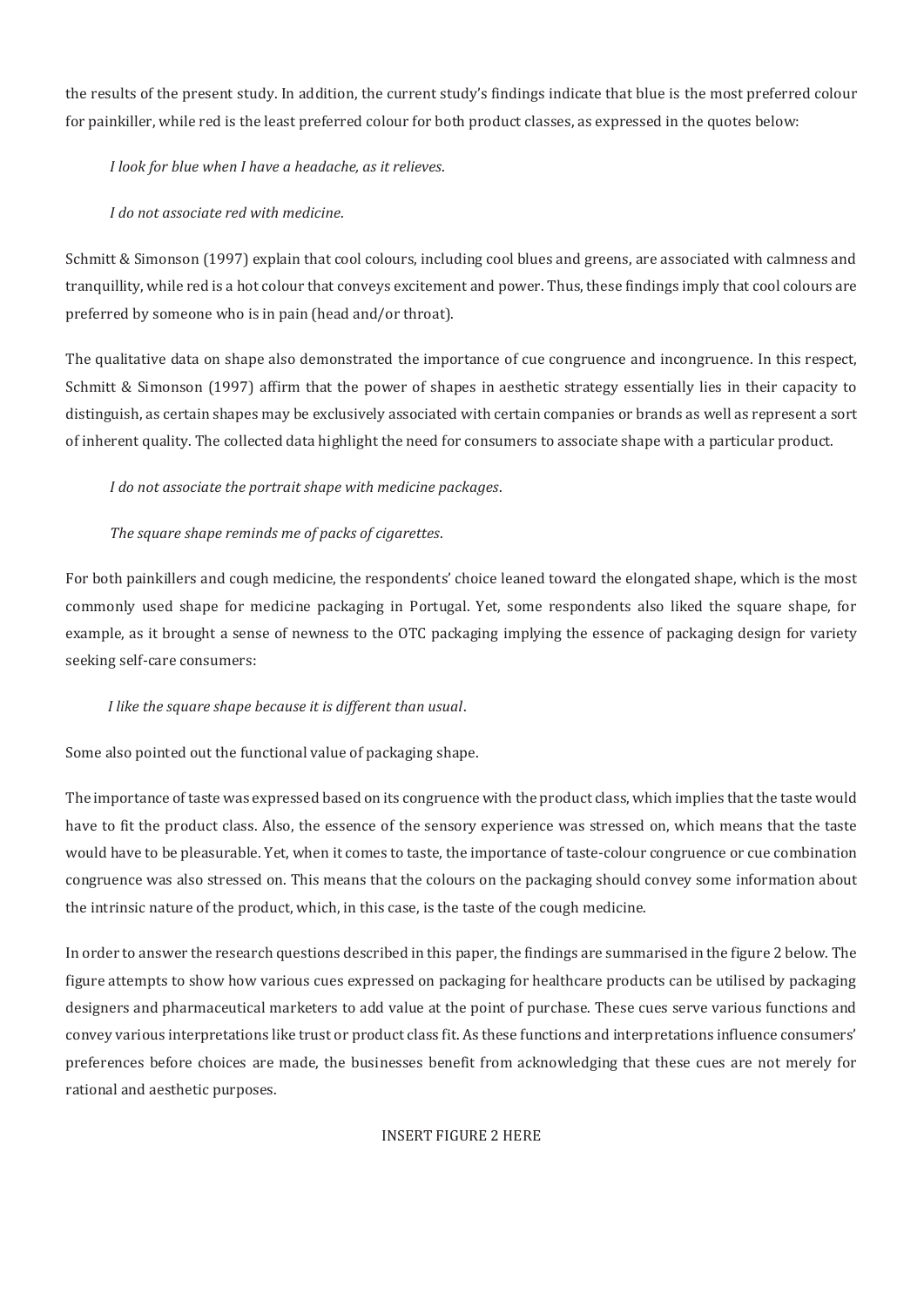the results of the present study. In addition, the current study's findings indicate that blue is the most preferred colour for painkiller, while red is the least preferred colour for both product classes, as expressed in the quotes below:

*I look for blue when I have a headache, as it relieves*.

*I do not associate red with medicine*.

Schmitt & Simonson (1997) explain that cool colours, including cool blues and greens, are associated with calmness and tranquillity, while red is a hot colour that conveys excitement and power. Thus, these findings imply that cool colours are preferred by someone who is in pain (head and/or throat).

The qualitative data on shape also demonstrated the importance of cue congruence and incongruence. In this respect, Schmitt & Simonson (1997) affirm that the power of shapes in aesthetic strategy essentially lies in their capacity to distinguish, as certain shapes may be exclusively associated with certain companies or brands as well as represent a sort of inherent quality. The collected data highlight the need for consumers to associate shape with a particular product.

*I do not associate the portrait shape with medicine packages*.

*The square shape reminds me of packs of cigarettes*.

For both painkillers and cough medicine, the respondents' choice leaned toward the elongated shape, which is the most commonly used shape for medicine packaging in Portugal. Yet, some respondents also liked the square shape, for example, as it brought a sense of newness to the OTC packaging implying the essence of packaging design for variety seeking self-care consumers:

*I like the square shape because it is different than usual*.

Some also pointed out the functional value of packaging shape.

The importance of taste was expressed based on its congruence with the product class, which implies that the taste would have to fit the product class. Also, the essence of the sensory experience was stressed on, which means that the taste would have to be pleasurable. Yet, when it comes to taste, the importance of taste-colour congruence or cue combination congruence was also stressed on. This means that the colours on the packaging should convey some information about the intrinsic nature of the product, which, in this case, is the taste of the cough medicine.

In order to answer the research questions described in this paper, the findings are summarised in the figure 2 below. The figure attempts to show how various cues expressed on packaging for healthcare products can be utilised by packaging designers and pharmaceutical marketers to add value at the point of purchase. These cues serve various functions and convey various interpretations like trust or product class fit. As these functions and interpretations influence consumers' preferences before choices are made, the businesses benefit from acknowledging that these cues are not merely for rational and aesthetic purposes.

INSERT FIGURE 2 HERE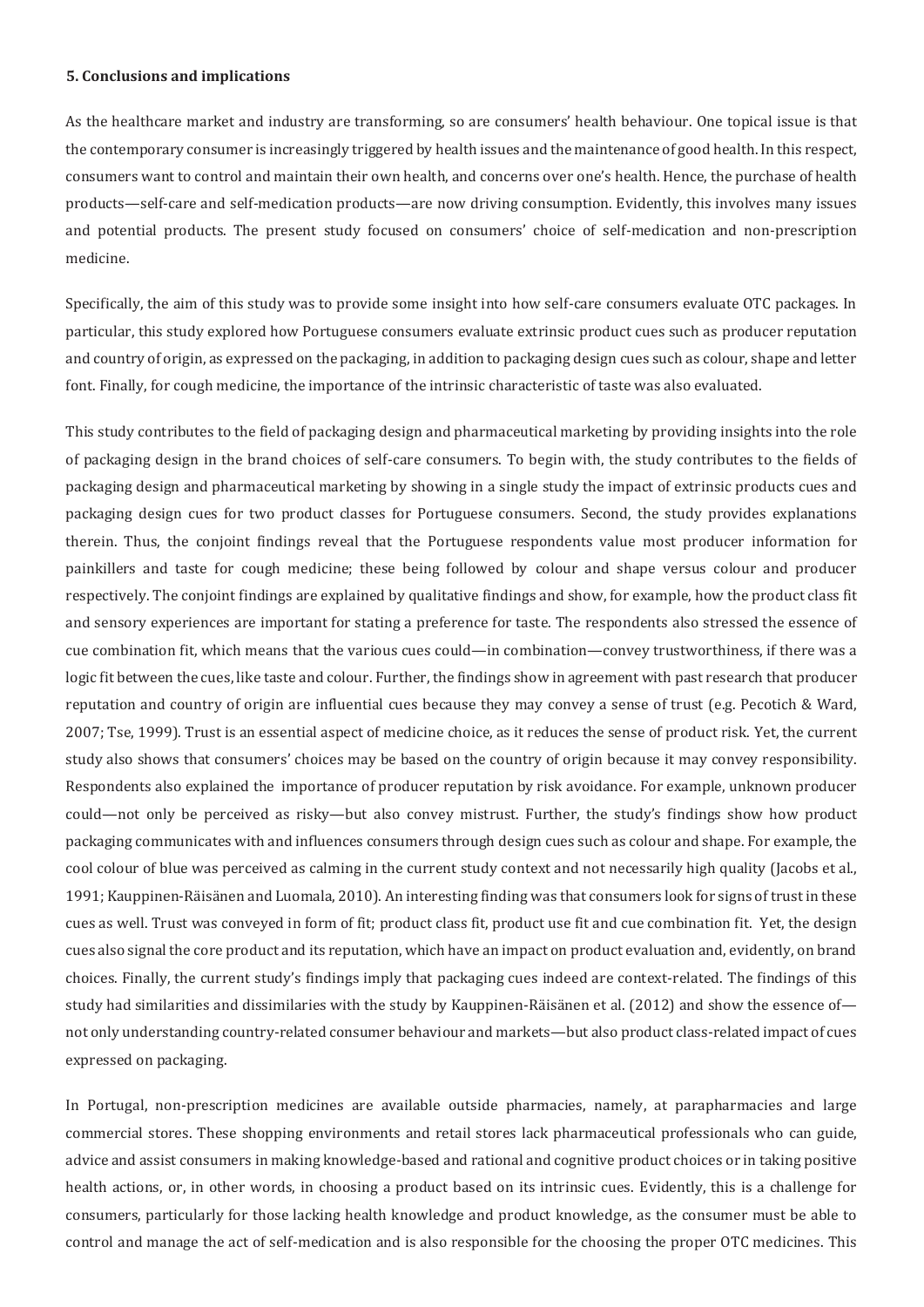**5. Conclusions and implications**

As the healthcare market and industry are transforming, so are consumers' health behaviour. One topical issue is that the contemporary consumer is increasingly triggered by health issues and the maintenance of good health. In this respect, consumers want to control and maintain their own health, and concerns over one's health. Hence, the purchase of health products—self-care and self-medication products—are now driving consumption. Evidently, this involves many issues and potential products. The present study focused on consumers' choice of self-medication and non-prescription medicine.

Specifically, the aim of this study was to provide some insight into how self-care consumers evaluate OTC packages. In particular, this study explored how Portuguese consumers evaluate extrinsic product cues such as producer reputation and country of origin, as expressed on the packaging, in addition to packaging design cues such as colour, shape and letter font. Finally, for cough medicine, the importance of the intrinsic characteristic of taste was also evaluated.

This study contributes to the field of packaging design and pharmaceutical marketing by providing insights into the role of packaging design in the brand choices of self-care consumers. To begin with, the study contributes to the fields of packaging design and pharmaceutical marketing by showing in a single study the impact of extrinsic products cues and packaging design cues for two product classes for Portuguese consumers. Second, the study provides explanations therein. Thus, the conjoint findings reveal that the Portuguese respondents value most producer information for painkillers and taste for cough medicine; these being followed by colour and shape versus colour and producer respectively. The conjoint findings are explained by qualitative findings and show, for example, how the product class fit and sensory experiences are important for stating a preference for taste. The respondents also stressed the essence of cue combination fit, which means that the various cues could—in combination—convey trustworthiness, if there was a logic fit between the cues, like taste and colour. Further, the findings show in agreement with past research that producer reputation and country of origin are influential cues because they may convey a sense of trust (e.g. Pecotich & Ward, 2007; Tse, 1999). Trust is an essential aspect of medicine choice, as it reduces the sense of product risk. Yet, the current study also shows that consumers' choices may be based on the country of origin because it may convey responsibility. Respondents also explained the importance of producer reputation by risk avoidance. For example, unknown producer could—not only be perceived as risky—but also convey mistrust. Further, the study's findings show how product packaging communicates with and influences consumers through design cues such as colour and shape. For example, the cool colour of blue was perceived as calming in the current study context and not necessarily high quality (Jacobs et al., 1991; Kauppinen-Räisänen and Luomala, 2010). An interesting finding was that consumers look for signs of trust in these cues as well. Trust was conveyed in form of fit; product class fit, product use fit and cue combination fit. Yet, the design cues also signal the core product and its reputation, which have an impact on product evaluation and, evidently, on brand choices. Finally, the current study's findings imply that packaging cues indeed are context-related. The findings of this study had similarities and dissimilarities with the study by Kauppinen-Räisänen et al. (2012) and show the essence of—not only understanding country-related consumer behaviour and markets—but also product class-related impact of cues expressed on packaging.

In Portugal, non-prescription medicines are available outside pharmacies, namely, at parapharmacies and large commercial stores. These shopping environments and retail stores lack pharmaceutical professionals who can guide, advice and assist consumers in making knowledge-based and rational and cognitive product choices or in taking positive health actions, or, in other words, in choosing a product based on its intrinsic cues. Evidently, this is a challenge for consumers, particularly for those lacking health knowledge and product knowledge, as the consumer must be able to control and manage the act of self-medication and is also responsible for the choosing the proper OTC medicines. This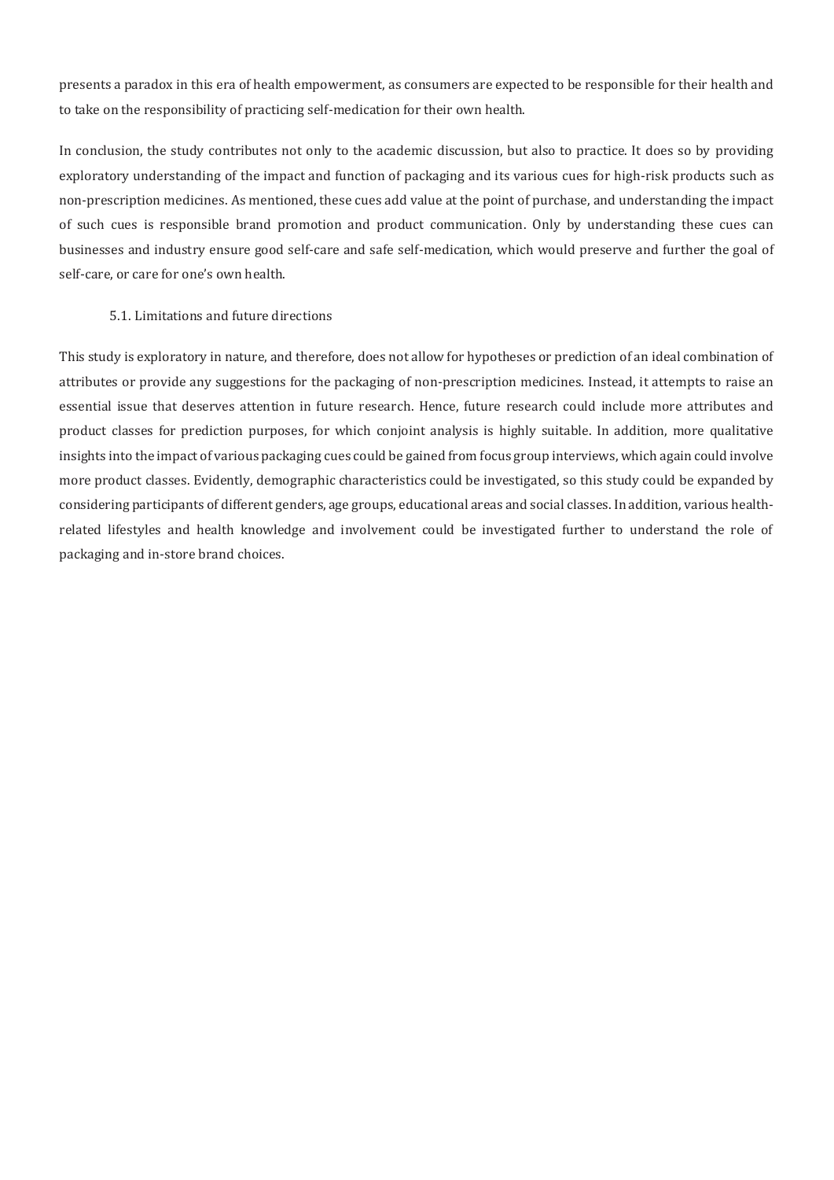presents a paradox in this era of health empowerment, as consumers are expected to be responsible for their health and to take on the responsibility of practicing self-medication for their own health.

In conclusion, the study contributes not only to the academic discussion, but also to practice. It does so by providing exploratory understanding of the impact and function of packaging and its various cues for high-risk products such as non-prescription medicines. As mentioned, these cues add value at the point of purchase, and understanding the impact of such cues is responsible brand promotion and product communication. Only by understanding these cues can businesses and industry ensure good self-care and safe self-medication, which would preserve and further the goal of self-care, or care for one's own health.

### 5.1. Limitations and future directions

This study is exploratory in nature, and therefore, does not allow for hypotheses or prediction of an ideal combination of attributes or provide any suggestions for the packaging of non-prescription medicines. Instead, it attempts to raise an essential issue that deserves attention in future research. Hence, future research could include more attributes and product classes for prediction purposes, for which conjoint analysis is highly suitable. In addition, more qualitative insights into the impact of various packaging cues could be gained from focus group interviews, which again could involve more product classes. Evidently, demographic characteristics could be investigated, so this study could be expanded by considering participants of different genders, age groups, educational areas and social classes. In addition, various health-related lifestyles and health knowledge and involvement could be investigated further to understand the role of packaging and in-store brand choices.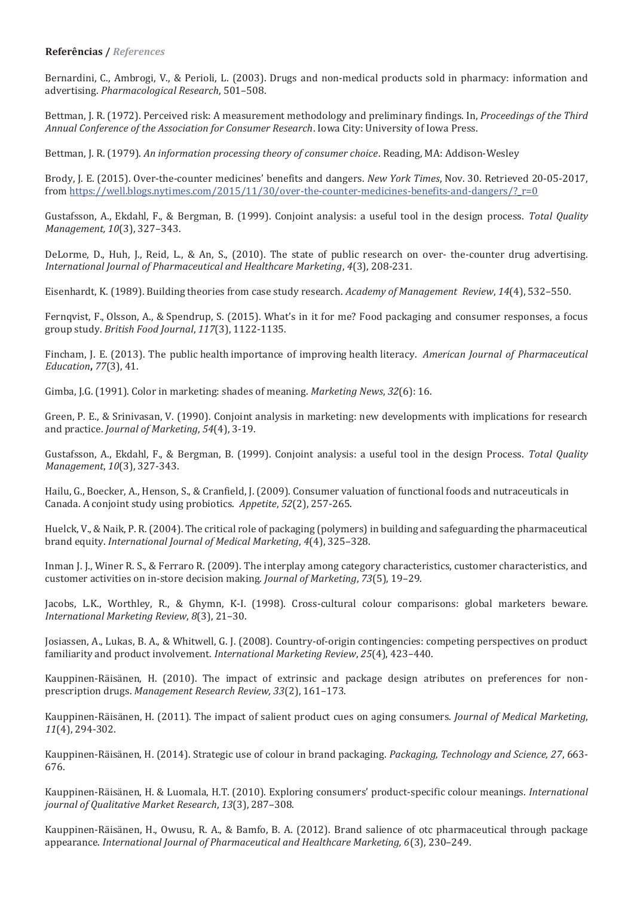**Referências /** ***References***

Bernardini, C., Ambrogi, V., & Perioli, L. (2003). Drugs and non-medical products sold in pharmacy: information and advertising. *Pharmacological Research*, 501–508.

Bettman, J. R. (1972). Perceived risk: A measurement methodology and preliminary findings. In, *Proceedings of the Third Annual Conference of the Association for Consumer Research*. Iowa City: University of Iowa Press.

Bettman, J. R. (1979). *An information processing theory of consumer choice*. Reading, MA: Addison-Wesley

Brody, J. E. (2015). Over-the-counter medicines' benefits and dangers. *New York Times*, Nov. 30. Retrieved 20-05-2017, from https://well.blogs.nytimes.com/2015/11/30/over-the-counter-medicines-benefits-and-dangers/?_r=0

Gustafsson, A., Ekdahl, F., & Bergman, B. (1999). Conjoint analysis: a useful tool in the design process. *Total Quality Management, 10*(3), 327–343.

DeLorme, D., Huh, J., Reid, L., & An, S., (2010). The state of public research on over- the-counter drug advertising. *International Journal of Pharmaceutical and Healthcare Marketing*, *4*(3), 208-231.

Eisenhardt, K. (1989). Building theories from case study research. *Academy of Management Review*, *14*(4), 532–550.

Fernqvist, F., Olsson, A., & Spendrup, S. (2015). What's in it for me? Food packaging and consumer responses, a focus group study. *British Food Journal*, *117*(3), 1122-1135.

Fincham, J. E. (2013). The public health importance of improving health literacy. *American Journal of Pharmaceutical Education***,** *77*(3), 41.

Gimba, J.G. (1991). Color in marketing: shades of meaning. *Marketing News*, *32*(6): 16.

Green, P. E., & Srinivasan, V. (1990). Conjoint analysis in marketing: new developments with implications for research and practice. *Journal of Marketing*, *54*(4), 3-19.

Gustafsson, A., Ekdahl, F., & Bergman, B. (1999). Conjoint analysis: a useful tool in the design Process. *Total Quality Management*, *10*(3), 327-343.

Hailu, G., Boecker, A., Henson, S., & Cranfield, J. (2009). Consumer valuation of functional foods and nutraceuticals in Canada. A conjoint study using probiotics. *Appetite*, *52*(2), 257-265.

Huelck, V., & Naik, P. R. (2004). The critical role of packaging (polymers) in building and safeguarding the pharmaceutical brand equity. *International Journal of Medical Marketing*, *4*(4), 325–328.

Inman J. J., Winer R. S., & Ferraro R. (2009). The interplay among category characteristics, customer characteristics, and customer activities on in-store decision making. *Journal of Marketing*, *73*(5), 19–29.

Jacobs, L.K., Worthley, R., & Ghymn, K-I. (1998). Cross-cultural colour comparisons: global marketers beware. *International Marketing Review*, *8*(3), 21–30.

Josiassen, A., Lukas, B. A., & Whitwell, G. J. (2008). Country-of-origin contingencies: competing perspectives on product familiarity and product involvement. *International Marketing Review*, *25*(4), 423–440.

Kauppinen-Räisänen, H. (2010). The impact of extrinsic and package design atributes on preferences for non-prescription drugs. *Management Research Review, 33*(2), 161–173.

Kauppinen-Räisänen, H. (2011). The impact of salient product cues on aging consumers. *Journal of Medical Marketing*, *11*(4), 294-302.

Kauppinen-Räisänen, H. (2014). Strategic use of colour in brand packaging. *Packaging, Technology and Science, 27*, 663-676.

Kauppinen-Räisänen, H. & Luomala, H.T. (2010). Exploring consumers' product-specific colour meanings. *International journal of Qualitative Market Research*, *13*(3), 287–308.

Kauppinen-Räisänen, H., Owusu, R. A., & Bamfo, B. A. (2012). Brand salience of otc pharmaceutical through package appearance. *International Journal of Pharmaceutical and Healthcare Marketing, 6*(3), 230–249.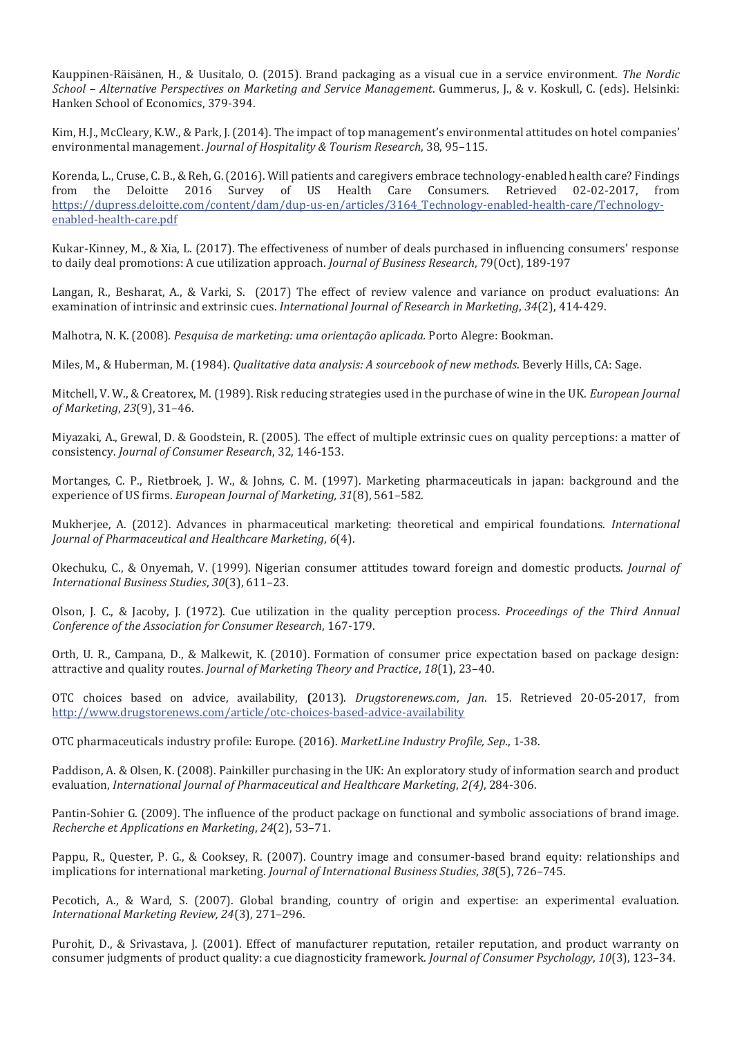Kauppinen-Räisänen, H., & Uusitalo, O. (2015). Brand packaging as a visual cue in a service environment. *The Nordic School – Alternative Perspectives on Marketing and Service Management*. Gummerus, J., & v. Koskull, C. (eds). Helsinki: Hanken School of Economics, 379-394.

Kim, H.J., McCleary, K.W., & Park, J. (2014). The impact of top management's environmental attitudes on hotel companies' environmental management. *Journal of Hospitality & Tourism Research*, 38, 95–115.

Korenda, L., Cruse, C. B., & Reh, G. (2016). Will patients and caregivers embrace technology-enabled health care? Findings from the Deloitte 2016 Survey of US Health Care Consumers. Retrieved 02-02-2017, from [https://dupress.deloitte.com/content/dam/dup-us-en/articles/3164_Technology-enabled-health-care/Technology-enabled-health-care.pdf](https://dupress.deloitte.com/content/dam/dup-us-en/articles/3164_Technology-enabled-health-care/Technology-enabled-health-care.pdf)

Kukar-Kinney, M., & Xia, L. (2017). The effectiveness of number of deals purchased in influencing consumers' response to daily deal promotions: A cue utilization approach. *Journal of Business Research*, 79(Oct), 189-197

Langan, R., Besharat, A., & Varki, S. (2017) The effect of review valence and variance on product evaluations: An examination of intrinsic and extrinsic cues. *International Journal of Research in Marketing*, *34*(2), 414-429.

Malhotra, N. K. (2008). *Pesquisa de marketing: uma orientação aplicada*. Porto Alegre: Bookman.

Miles, M., & Huberman, M. (1984). *Qualitative data analysis: A sourcebook of new methods*. Beverly Hills, CA: Sage.

Mitchell, V. W., & Creatorex, M. (1989). Risk reducing strategies used in the purchase of wine in the UK. *European Journal of Marketing*, *23*(9), 31–46.

Miyazaki, A., Grewal, D. & Goodstein, R. (2005). The effect of multiple extrinsic cues on quality perceptions: a matter of consistency. *Journal of Consumer Research*, 32, 146-153.

Mortanges, C. P., Rietbroek, J. W., & Johns, C. M. (1997). Marketing pharmaceuticals in japan: background and the experience of US firms. *European Journal of Marketing, 31*(8), 561–582.

Mukherjee, A. (2012). Advances in pharmaceutical marketing: theoretical and empirical foundations. *International Journal of Pharmaceutical and Healthcare Marketing*, *6*(4).

Okechuku, C., & Onyemah, V. (1999). Nigerian consumer attitudes toward foreign and domestic products. *Journal of International Business Studies*, *30*(3), 611–23.

Olson, J. C., & Jacoby, J. (1972). Cue utilization in the quality perception process. *Proceedings of the Third Annual Conference of the Association for Consumer Research*, 167-179.

Orth, U. R., Campana, D., & Malkewit, K. (2010). Formation of consumer price expectation based on package design: attractive and quality routes. *Journal of Marketing Theory and Practice*, *18*(1), 23–40.

OTC choices based on advice, availability, **(**2013). *Drugstorenews.com*, *Jan*. 15. Retrieved 20-05-2017, from [http://www.drugstorenews.com/article/otc-choices-based-advice-availability](http://www.drugstorenews.com/article/otc-choices-based-advice-availability)

OTC pharmaceuticals industry profile: Europe. (2016). *MarketLine Industry Profile, Sep.*, 1-38.

Paddison, A. & Olsen, K. (2008). Painkiller purchasing in the UK: An exploratory study of information search and product evaluation, *International Journal of Pharmaceutical and Healthcare Marketing*, *2(4)*, 284-306.

Pantin-Sohier G. (2009). The influence of the product package on functional and symbolic associations of brand image. *Recherche et Applications en Marketing*, *24*(2), 53–71.

Pappu, R., Quester, P. G., & Cooksey, R. (2007). Country image and consumer-based brand equity: relationships and implications for international marketing. *Journal of International Business Studies*, *38*(5), 726–745.

Pecotich, A., & Ward, S. (2007). Global branding, country of origin and expertise: an experimental evaluation. *International Marketing Review, 24*(3), 271–296.

Purohit, D., & Srivastava, J. (2001). Effect of manufacturer reputation, retailer reputation, and product warranty on consumer judgments of product quality: a cue diagnosticity framework. *Journal of Consumer Psychology*, *10*(3), 123–34.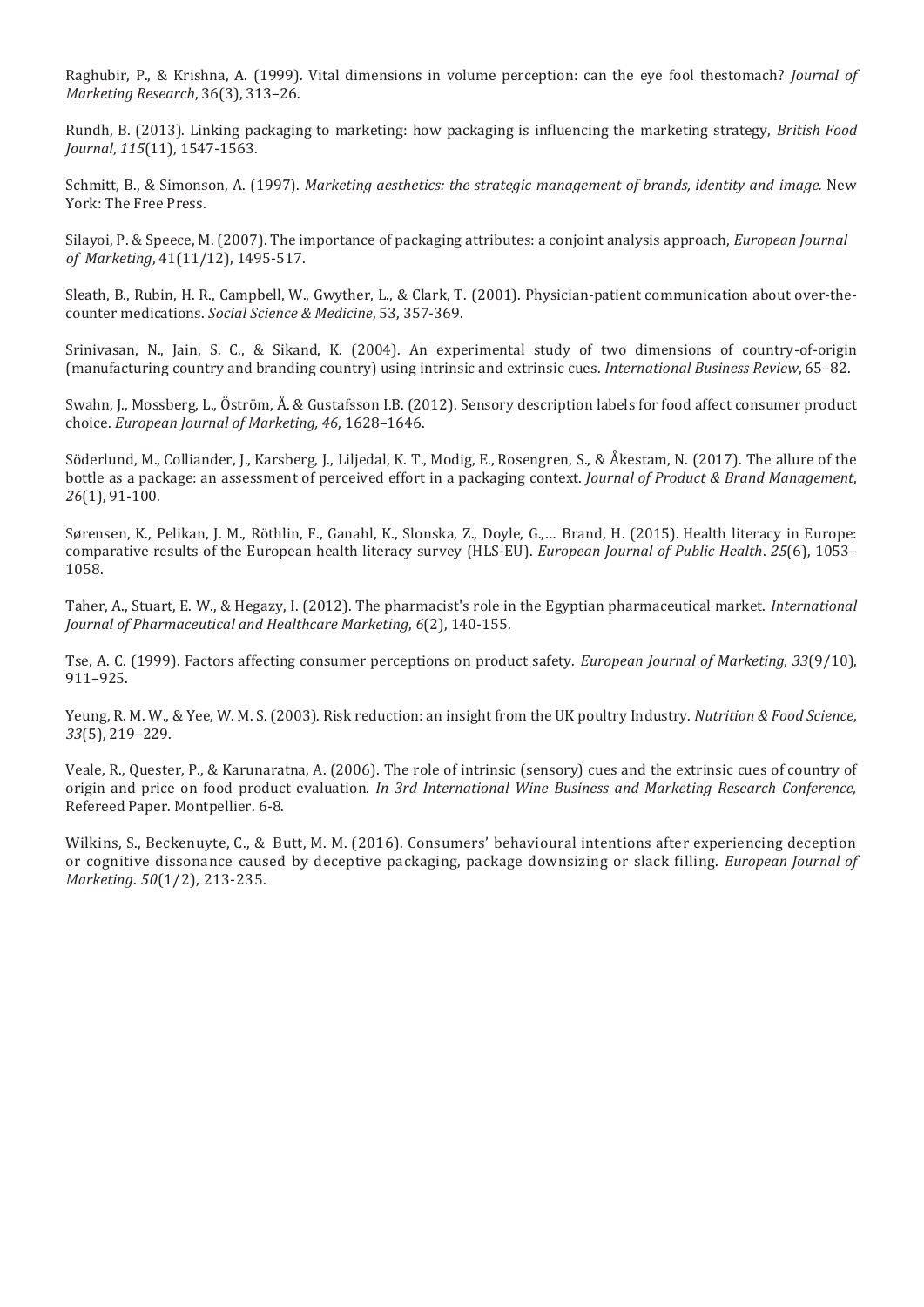Raghubir, P., & Krishna, A. (1999). Vital dimensions in volume perception: can the eye fool thestomach? *Journal of Marketing Research*, 36(3), 313–26.

Rundh, B. (2013). Linking packaging to marketing: how packaging is influencing the marketing strategy, *British Food Journal*, *115*(11), 1547-1563.

Schmitt, B., & Simonson, A. (1997). *Marketing aesthetics: the strategic management of brands, identity and image.* New York: The Free Press.

Silayoi, P. & Speece, M. (2007). The importance of packaging attributes: a conjoint analysis approach, *European Journal of Marketing*, 41(11/12), 1495-517.

Sleath, B., Rubin, H. R., Campbell, W., Gwyther, L., & Clark, T. (2001). Physician-patient communication about over-the-counter medications. *Social Science & Medicine*, 53, 357-369.

Srinivasan, N., Jain, S. C., & Sikand, K. (2004). An experimental study of two dimensions of country-of-origin (manufacturing country and branding country) using intrinsic and extrinsic cues. *International Business Review*, 65–82.

Swahn, J., Mossberg, L., Öström, Å. & Gustafsson I.B. (2012). Sensory description labels for food affect consumer product choice. *European Journal of Marketing, 46*, 1628–1646.

Söderlund, M., Colliander, J., Karsberg, J., Liljedal, K. T., Modig, E., Rosengren, S., & Åkestam, N. (2017). The allure of the bottle as a package: an assessment of perceived effort in a packaging context. *Journal of Product & Brand Management*, *26*(1), 91-100.

Sørensen, K., Pelikan, J. M., Röthlin, F., Ganahl, K., Slonska, Z., Doyle, G.,… Brand, H. (2015). Health literacy in Europe: comparative results of the European health literacy survey (HLS-EU). *European Journal of Public Health*. *25*(6), 1053–1058.

Taher, A., Stuart, E. W., & Hegazy, I. (2012). The pharmacist's role in the Egyptian pharmaceutical market. *International Journal of Pharmaceutical and Healthcare Marketing*, *6*(2), 140-155.

Tse, A. C. (1999). Factors affecting consumer perceptions on product safety. *European Journal of Marketing, 33*(9/10), 911–925.

Yeung, R. M. W., & Yee, W. M. S. (2003). Risk reduction: an insight from the UK poultry Industry. *Nutrition & Food Science*, *33*(5), 219–229.

Veale, R., Quester, P., & Karunaratna, A. (2006). The role of intrinsic (sensory) cues and the extrinsic cues of country of origin and price on food product evaluation. *In 3rd International Wine Business and Marketing Research Conference,* Refereed Paper. Montpellier. 6-8.

Wilkins, S., Beckenuyte, C., & Butt, M. M. (2016). Consumers' behavioural intentions after experiencing deception or cognitive dissonance caused by deceptive packaging, package downsizing or slack filling. *European Journal of Marketing*. *50*(1/2), 213-235.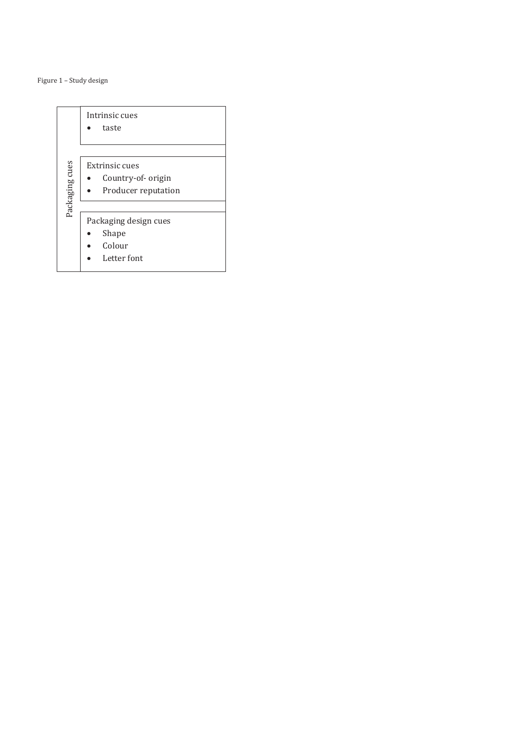Figure 1 – Study design

| Packaging cues | |
|---|---|
| | Intrinsic cues<br>• taste |
| | Extrinsic cues<br>• Country-of- origin<br>• Producer reputation |
| | Packaging design cues<br>• Shape<br>• Colour<br>• Letter font |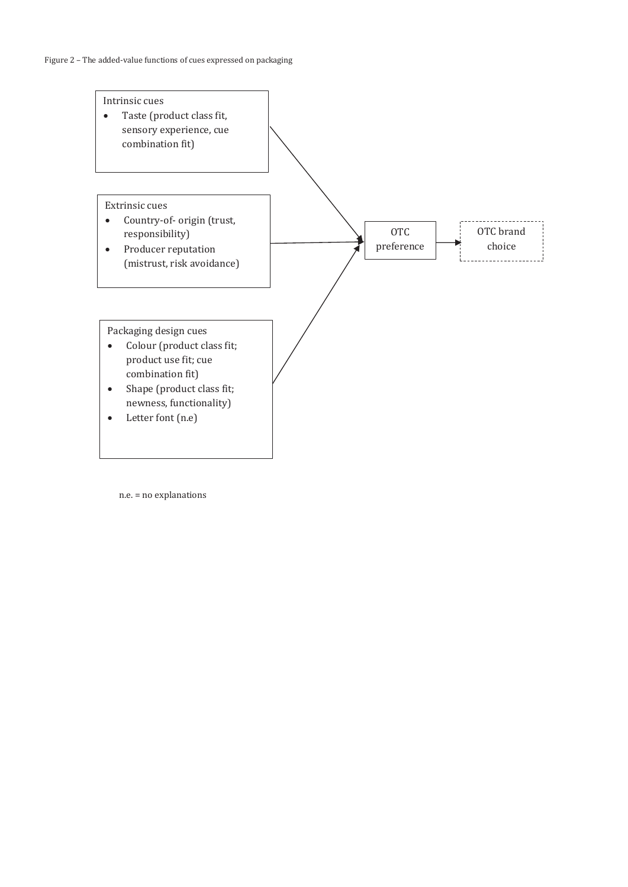Figure 2 – The added-value functions of cues expressed on packaging

Intrinsic cues
- Taste (product class fit, sensory experience, cue combination fit)

Extrinsic cues
- Country-of- origin (trust, responsibility)
- Producer reputation (mistrust, risk avoidance)

Packaging design cues
- Colour (product class fit; product use fit; cue combination fit)
- Shape (product class fit; newness, functionality)
- Letter font (n.e)

OTC preference

OTC brand choice

n.e. = no explanations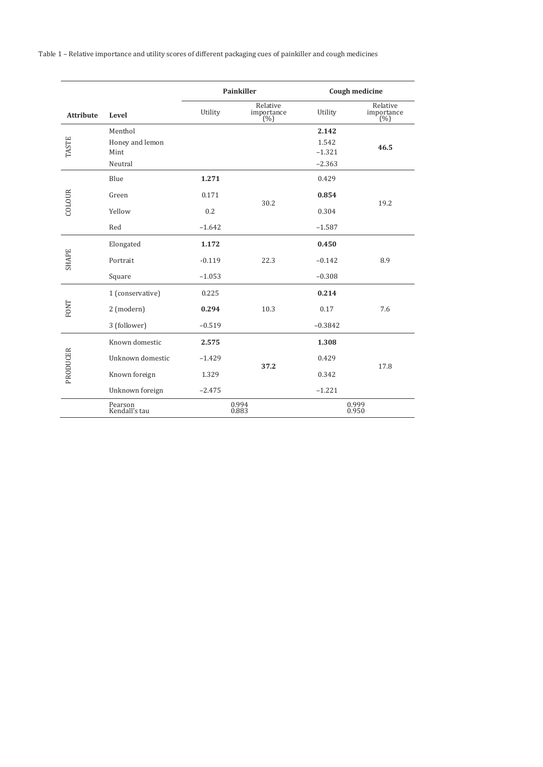Table 1 – Relative importance and utility scores of different packaging cues of painkiller and cough medicines

| | | Painkiller | | Cough medicine | |
|---|---|---|---|---|---|
| **Attribute** | **Level** | Utility | Relative importance (%) | Utility | Relative importance (%) |
| TASTE | Menthol | | | **2.142** | **46.5** |
| | Honey and lemon | | | 1.542 | |
| | Mint | | | −1.321 | |
| | Neutral | | | −2.363 | |
| COLOUR | Blue | **1.271** | 30.2 | 0.429 | 19.2 |
| | Green | 0.171 | | **0.854** | |
| | Yellow | 0.2 | | 0.304 | |
| | Red | −1.642 | | −1.587 | |
| SHAPE | Elongated | **1.172** | 22.3 | **0.450** | 8.9 |
| | Portrait | -0.119 | | −0.142 | |
| | Square | −1.053 | | −0.308 | |
| FONT | 1 (conservative) | 0.225 | 10.3 | **0.214** | 7.6 |
| | 2 (modern) | **0.294** | | 0.17 | |
| | 3 (follower) | −0.519 | | −0.3842 | |
| PRODUCER | Known domestic | **2.575** | **37.2** | **1.308** | 17.8 |
| | Unknown domestic | −1.429 | | 0.429 | |
| | Known foreign | 1.329 | | 0.342 | |
| | Unknown foreign | −2.475 | | −1.221 | |
| | Pearson | 0.994 | | 0.999 | |
| | Kendall's tau | 0.883 | | 0.950 | |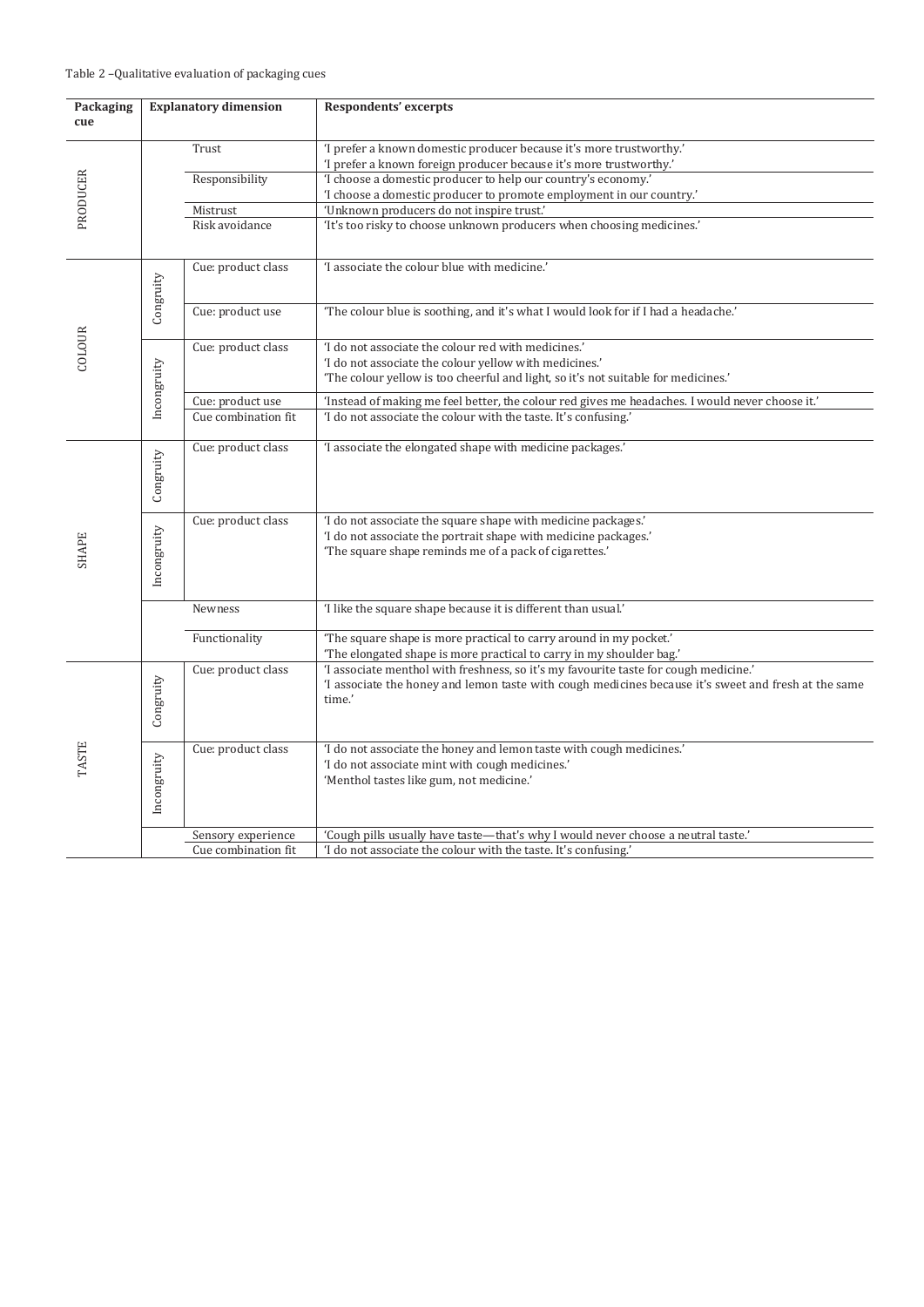Table 2 –Qualitative evaluation of packaging cues

| Packaging cue | Explanatory dimension | | Respondents' excerpts |
|---|---|---|---|
| PRODUCER | | Trust | 'I prefer a known domestic producer because it's more trustworthy.' 'I prefer a known foreign producer because it's more trustworthy.' |
| | | Responsibility | 'I choose a domestic producer to help our country's economy.' 'I choose a domestic producer to promote employment in our country.' |
| | | Mistrust | 'Unknown producers do not inspire trust.' |
| | | Risk avoidance | 'It's too risky to choose unknown producers when choosing medicines.' |
| COLOUR | Congruity | Cue: product class | 'I associate the colour blue with medicine.' |
| | | Cue: product use | 'The colour blue is soothing, and it's what I would look for if I had a headache.' |
| | Incongruity | Cue: product class | 'I do not associate the colour red with medicines.' 'I do not associate the colour yellow with medicines.' 'The colour yellow is too cheerful and light, so it's not suitable for medicines.' |
| | | Cue: product use | 'Instead of making me feel better, the colour red gives me headaches. I would never choose it.' |
| | | Cue combination fit | 'I do not associate the colour with the taste. It's confusing.' |
| SHAPE | Congruity | Cue: product class | 'I associate the elongated shape with medicine packages.' |
| | Incongruity | Cue: product class | 'I do not associate the square shape with medicine packages.' 'I do not associate the portrait shape with medicine packages.' 'The square shape reminds me of a pack of cigarettes.' |
| | | Newness | 'I like the square shape because it is different than usual.' |
| | | Functionality | 'The square shape is more practical to carry around in my pocket.' 'The elongated shape is more practical to carry in my shoulder bag.' |
| TASTE | Congruity | Cue: product class | 'I associate menthol with freshness, so it's my favourite taste for cough medicine.' 'I associate the honey and lemon taste with cough medicines because it's sweet and fresh at the same time.' |
| | Incongruity | Cue: product class | 'I do not associate the honey and lemon taste with cough medicines.' 'I do not associate mint with cough medicines.' 'Menthol tastes like gum, not medicine.' |
| | | Sensory experience | 'Cough pills usually have taste—that's why I would never choose a neutral taste.' |
| | | Cue combination fit | 'I do not associate the colour with the taste. It's confusing.' |